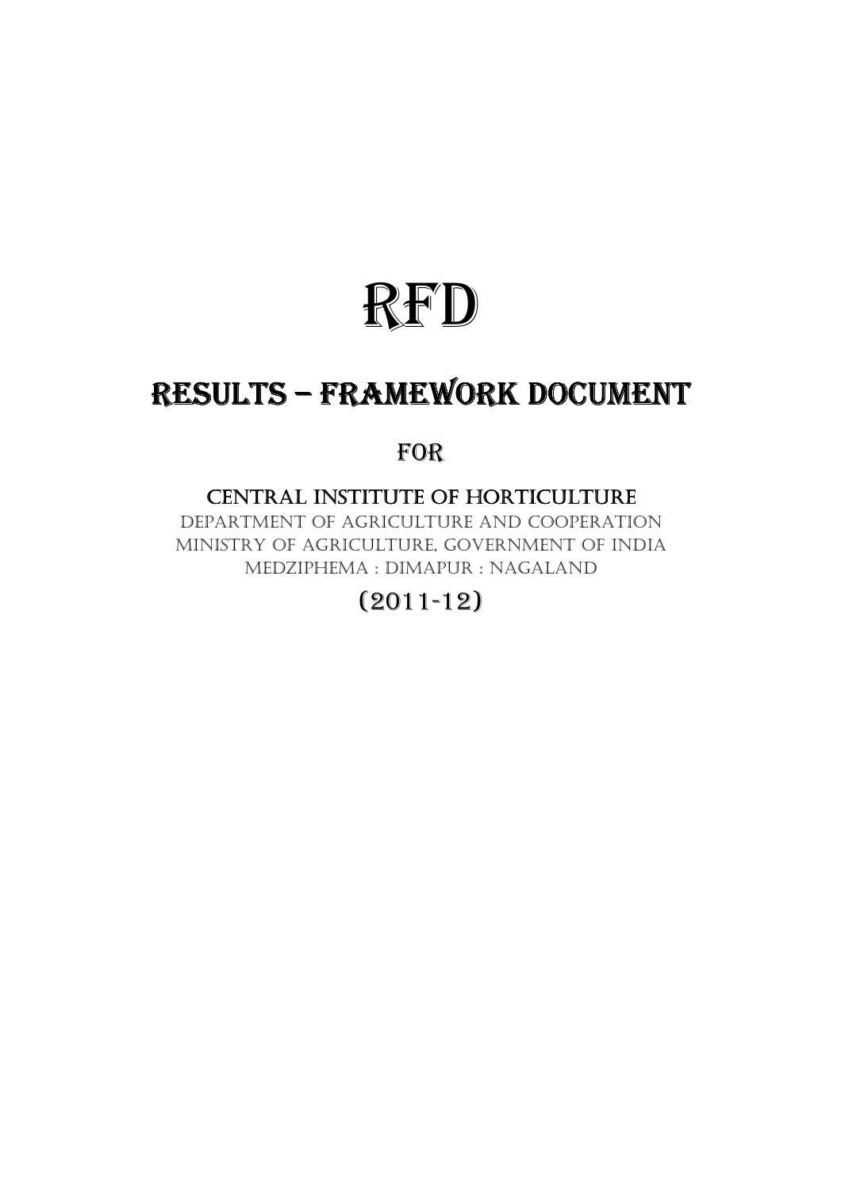# RFD

## RESULTS – FRAMEWORK DOCUMENT

FOR

CENTRAL INSTITUTE OF HORTICULTURE

DEPARTMENT OF AGRICULTURE AND COOPERATION
MINISTRY OF AGRICULTURE, GOVERNMENT OF INDIA
MEDZIPHEMA : DIMAPUR : NAGALAND

(2011-12)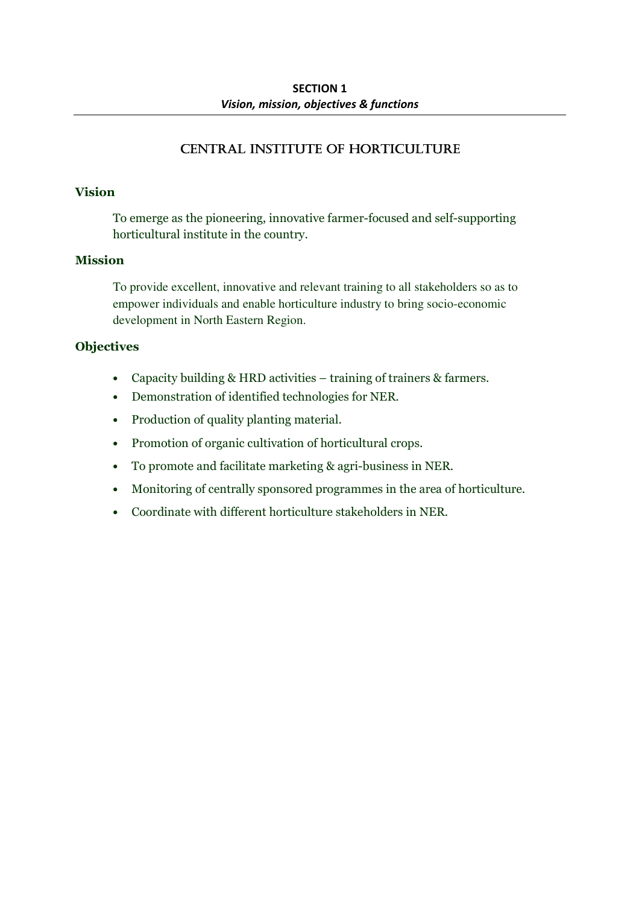**SECTION 1**

***Vision, mission, objectives & functions***

## CENTRAL INSTITUTE OF HORTICULTURE

### Vision

To emerge as the pioneering, innovative farmer-focused and self-supporting horticultural institute in the country.

### Mission

To provide excellent, innovative and relevant training to all stakeholders so as to empower individuals and enable horticulture industry to bring socio-economic development in North Eastern Region.

### Objectives

- Capacity building & HRD activities – training of trainers & farmers.
- Demonstration of identified technologies for NER.
- Production of quality planting material.
- Promotion of organic cultivation of horticultural crops.
- To promote and facilitate marketing & agri-business in NER.
- Monitoring of centrally sponsored programmes in the area of horticulture.
- Coordinate with different horticulture stakeholders in NER.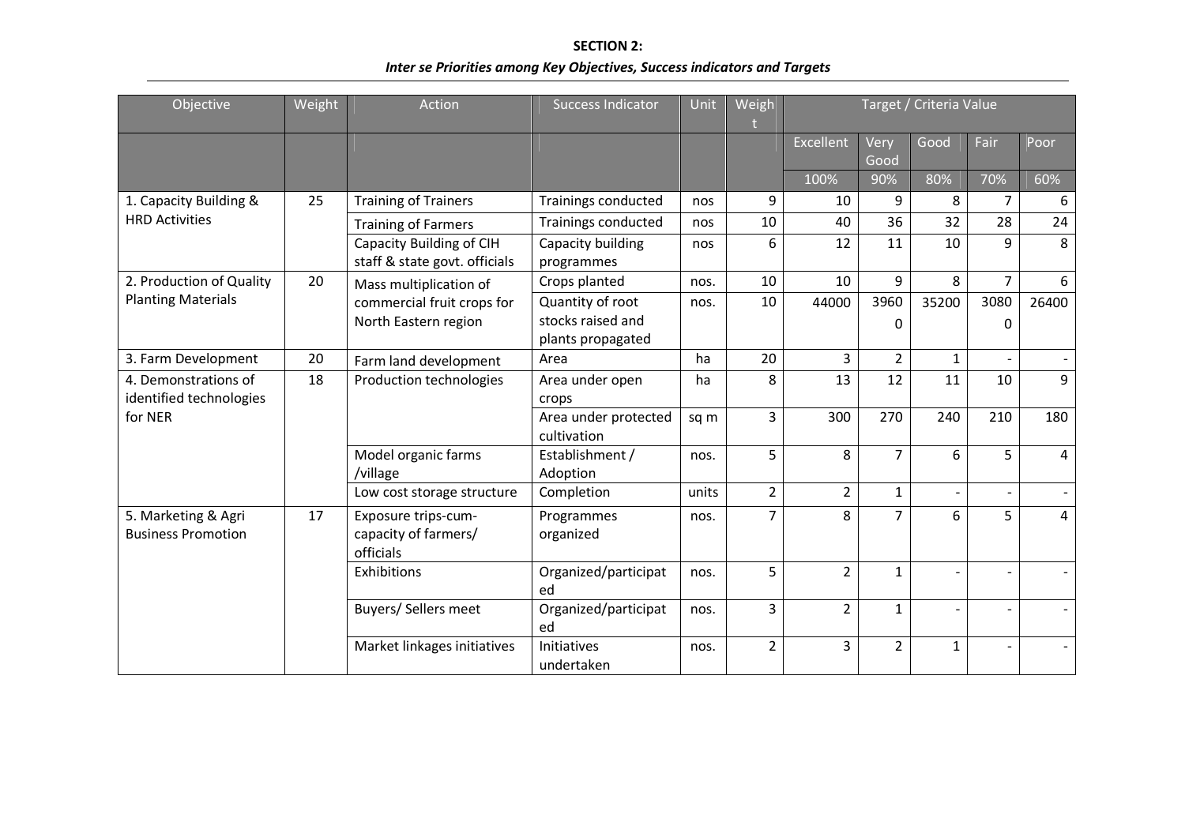**SECTION 2:**

***Inter se Priorities among Key Objectives, Success indicators and Targets***

| Objective | Weight | Action | Success Indicator | Unit | Weight | Target / Criteria Value | | | | |
|---|---|---|---|---|---|---|---|---|---|---|
| | | | | | | Excellent | Very Good | Good | Fair | Poor |
| | | | | | | 100% | 90% | 80% | 70% | 60% |
| 1. Capacity Building & HRD Activities | 25 | Training of Trainers | Trainings conducted | nos | 9 | 10 | 9 | 8 | 7 | 6 |
| | | Training of Farmers | Trainings conducted | nos | 10 | 40 | 36 | 32 | 28 | 24 |
| | | Capacity Building of CIH staff & state govt. officials | Capacity building programmes | nos | 6 | 12 | 11 | 10 | 9 | 8 |
| 2. Production of Quality Planting Materials | 20 | Mass multiplication of commercial fruit crops for North Eastern region | Crops planted | nos. | 10 | 10 | 9 | 8 | 7 | 6 |
| | | | Quantity of root stocks raised and plants propagated | nos. | 10 | 44000 | 39600 | 35200 | 30800 | 26400 |
| 3. Farm Development | 20 | Farm land development | Area | ha | 20 | 3 | 2 | 1 | - | - |
| 4. Demonstrations of identified technologies for NER | 18 | Production technologies | Area under open crops | ha | 8 | 13 | 12 | 11 | 10 | 9 |
| | | | Area under protected cultivation | sq m | 3 | 300 | 270 | 240 | 210 | 180 |
| | | Model organic farms /village | Establishment / Adoption | nos. | 5 | 8 | 7 | 6 | 5 | 4 |
| | | Low cost storage structure | Completion | units | 2 | 2 | 1 | - | - | - |
| 5. Marketing & Agri Business Promotion | 17 | Exposure trips-cum-capacity of farmers/ officials | Programmes organized | nos. | 7 | 8 | 7 | 6 | 5 | 4 |
| | | Exhibitions | Organized/participated | nos. | 5 | 2 | 1 | - | - | - |
| | | Buyers/ Sellers meet | Organized/participated | nos. | 3 | 2 | 1 | - | - | - |
| | | Market linkages initiatives | Initiatives undertaken | nos. | 2 | 3 | 2 | 1 | - | - |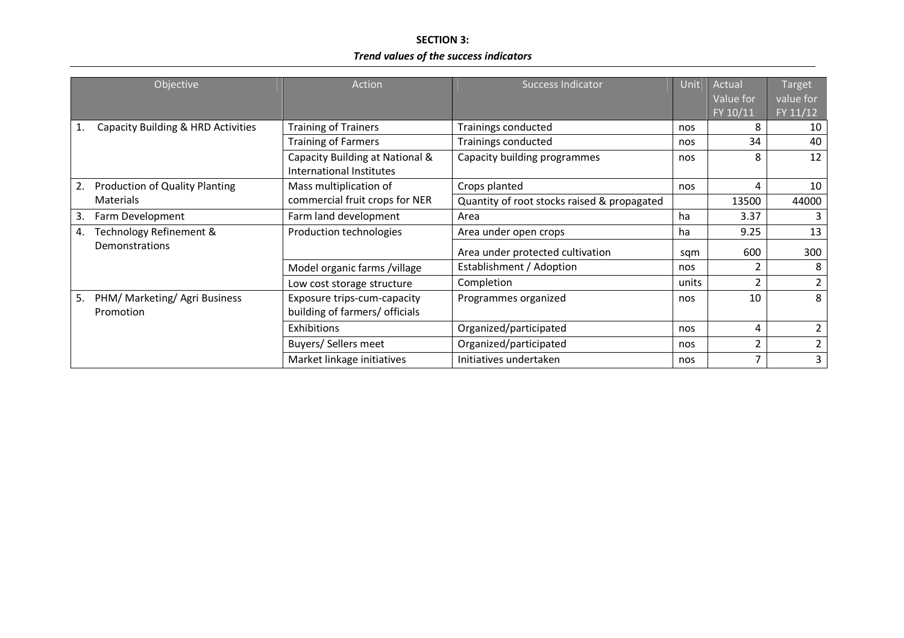**SECTION 3:**

***Trend values of the success indicators***

| Objective | Action | Success Indicator | Unit | Actual Value for FY 10/11 | Target value for FY 11/12 |
|---|---|---|---|---|---|
| 1. Capacity Building & HRD Activities | Training of Trainers | Trainings conducted | nos | 8 | 10 |
| | Training of Farmers | Trainings conducted | nos | 34 | 40 |
| | Capacity Building at National & International Institutes | Capacity building programmes | nos | 8 | 12 |
| 2. Production of Quality Planting Materials | Mass multiplication of commercial fruit crops for NER | Crops planted | nos | 4 | 10 |
| | | Quantity of root stocks raised & propagated | | 13500 | 44000 |
| 3. Farm Development | Farm land development | Area | ha | 3.37 | 3 |
| 4. Technology Refinement & Demonstrations | Production technologies | Area under open crops | ha | 9.25 | 13 |
| | | Area under protected cultivation | sqm | 600 | 300 |
| | Model organic farms /village | Establishment / Adoption | nos | 2 | 8 |
| | Low cost storage structure | Completion | units | 2 | 2 |
| 5. PHM/ Marketing/ Agri Business Promotion | Exposure trips-cum-capacity building of farmers/ officials | Programmes organized | nos | 10 | 8 |
| | Exhibitions | Organized/participated | nos | 4 | 2 |
| | Buyers/ Sellers meet | Organized/participated | nos | 2 | 2 |
| | Market linkage initiatives | Initiatives undertaken | nos | 7 | 3 |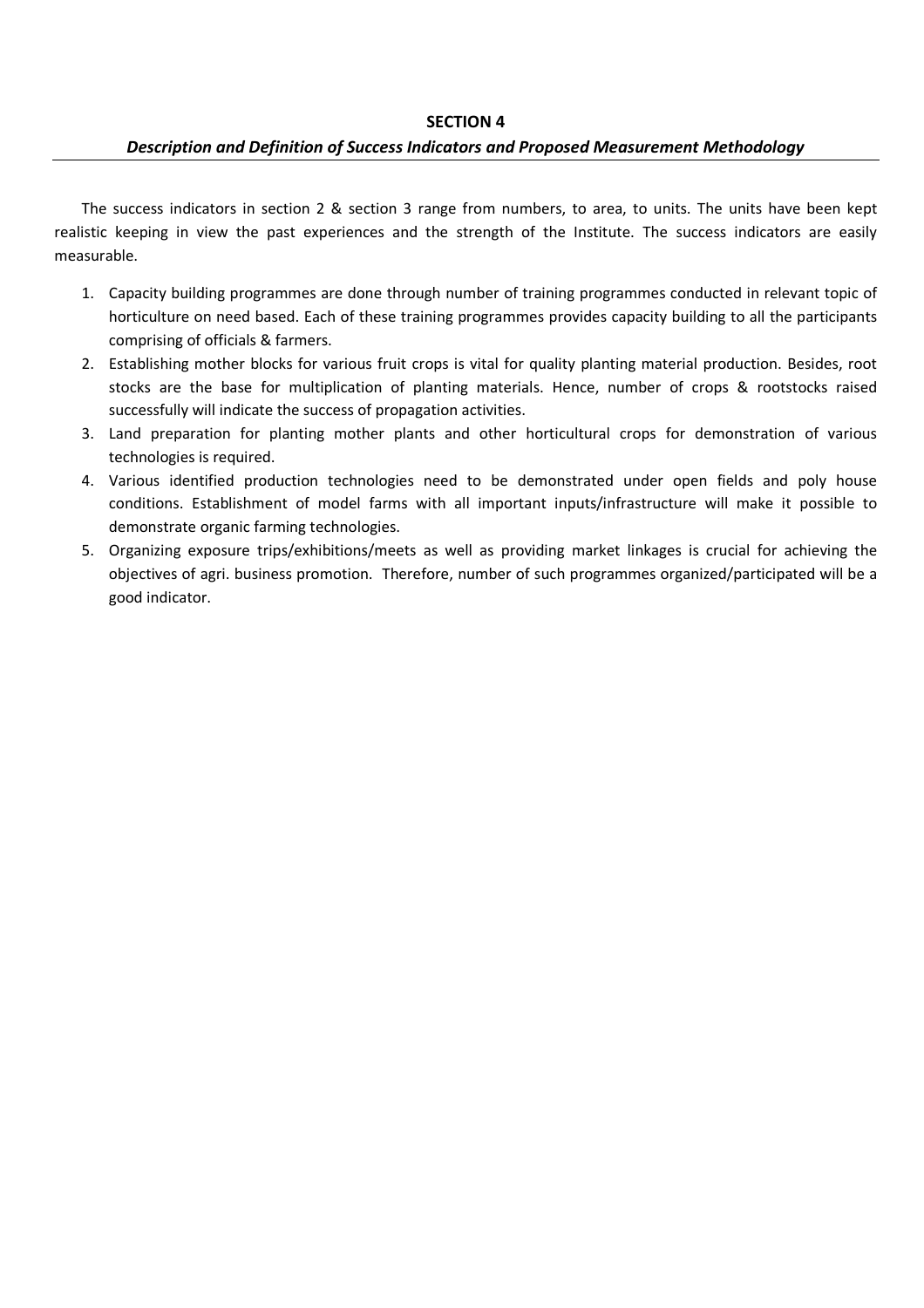# SECTION 4

## *Description and Definition of Success Indicators and Proposed Measurement Methodology*

The success indicators in section 2 & section 3 range from numbers, to area, to units. The units have been kept realistic keeping in view the past experiences and the strength of the Institute. The success indicators are easily measurable.

1. Capacity building programmes are done through number of training programmes conducted in relevant topic of horticulture on need based. Each of these training programmes provides capacity building to all the participants comprising of officials & farmers.
2. Establishing mother blocks for various fruit crops is vital for quality planting material production. Besides, root stocks are the base for multiplication of planting materials. Hence, number of crops & rootstocks raised successfully will indicate the success of propagation activities.
3. Land preparation for planting mother plants and other horticultural crops for demonstration of various technologies is required.
4. Various identified production technologies need to be demonstrated under open fields and poly house conditions. Establishment of model farms with all important inputs/infrastructure will make it possible to demonstrate organic farming technologies.
5. Organizing exposure trips/exhibitions/meets as well as providing market linkages is crucial for achieving the objectives of agri. business promotion. Therefore, number of such programmes organized/participated will be a good indicator.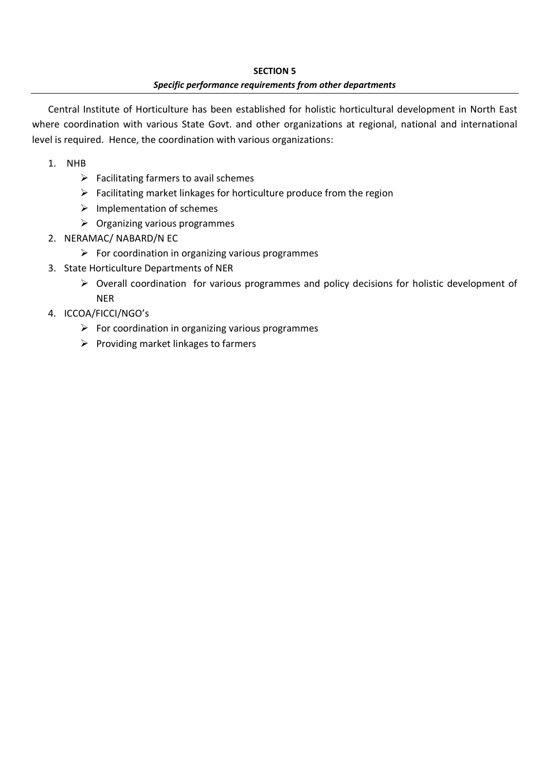**SECTION 5**

***Specific performance requirements from other departments***

---

Central Institute of Horticulture has been established for holistic horticultural development in North East where coordination with various State Govt. and other organizations at regional, national and international level is required. Hence, the coordination with various organizations:

1. NHB
   - Facilitating farmers to avail schemes
   - Facilitating market linkages for horticulture produce from the region
   - Implementation of schemes
   - Organizing various programmes
2. NERAMAC/ NABARD/N EC
   - For coordination in organizing various programmes
3. State Horticulture Departments of NER
   - Overall coordination for various programmes and policy decisions for holistic development of NER
4. ICCOA/FICCI/NGO's
   - For coordination in organizing various programmes
   - Providing market linkages to farmers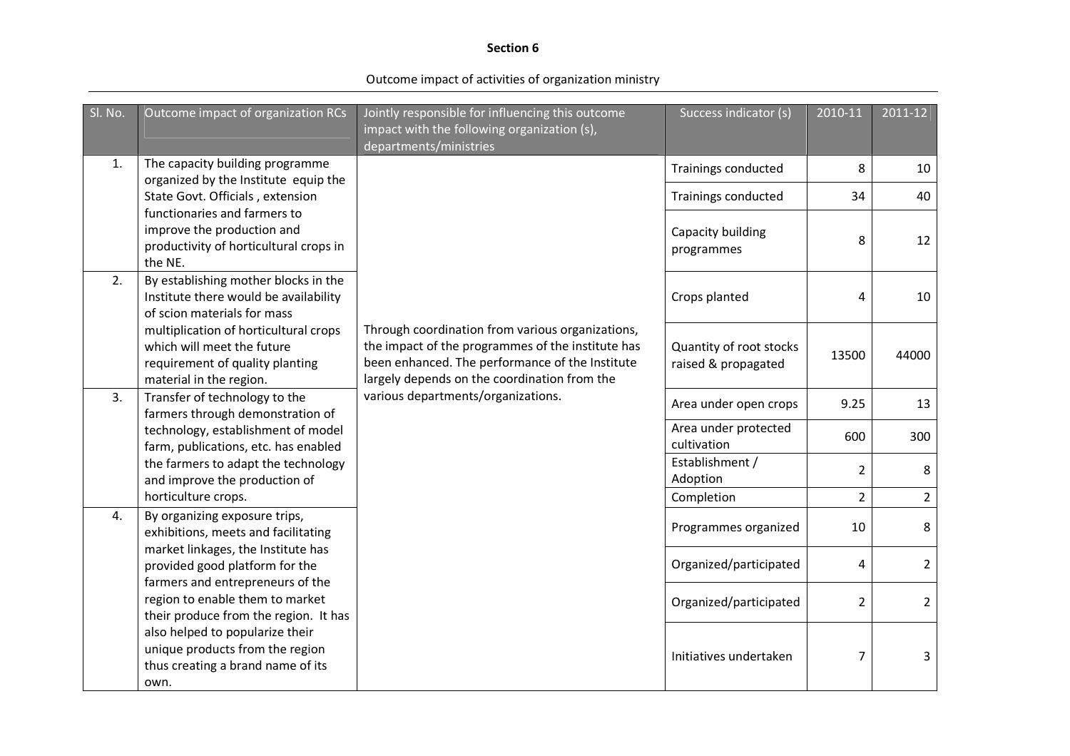**Section 6**

Outcome impact of activities of organization ministry

| Sl. No. | Outcome impact of organization RCs | Jointly responsible for influencing this outcome impact with the following organization (s), departments/ministries | Success indicator (s) | 2010-11 | 2011-12 |
|---|---|---|---|---|---|
| 1. | The capacity building programme organized by the Institute equip the State Govt. Officials , extension functionaries and farmers to improve the production and productivity of horticultural crops in the NE. | Through coordination from various organizations, the impact of the programmes of the institute has been enhanced. The performance of the Institute largely depends on the coordination from the various departments/organizations. | Trainings conducted | 8 | 10 |
| | | | Trainings conducted | 34 | 40 |
| | | | Capacity building programmes | 8 | 12 |
| 2. | By establishing mother blocks in the Institute there would be availability of scion materials for mass multiplication of horticultural crops which will meet the future requirement of quality planting material in the region. | | Crops planted | 4 | 10 |
| | | | Quantity of root stocks raised & propagated | 13500 | 44000 |
| 3. | Transfer of technology to the farmers through demonstration of technology, establishment of model farm, publications, etc. has enabled the farmers to adapt the technology and improve the production of horticulture crops. | | Area under open crops | 9.25 | 13 |
| | | | Area under protected cultivation | 600 | 300 |
| | | | Establishment / Adoption | 2 | 8 |
| | | | Completion | 2 | 2 |
| 4. | By organizing exposure trips, exhibitions, meets and facilitating market linkages, the Institute has provided good platform for the farmers and entrepreneurs of the region to enable them to market their produce from the region. It has also helped to popularize their unique products from the region thus creating a brand name of its own. | | Programmes organized | 10 | 8 |
| | | | Organized/participated | 4 | 2 |
| | | | Organized/participated | 2 | 2 |
| | | | Initiatives undertaken | 7 | 3 |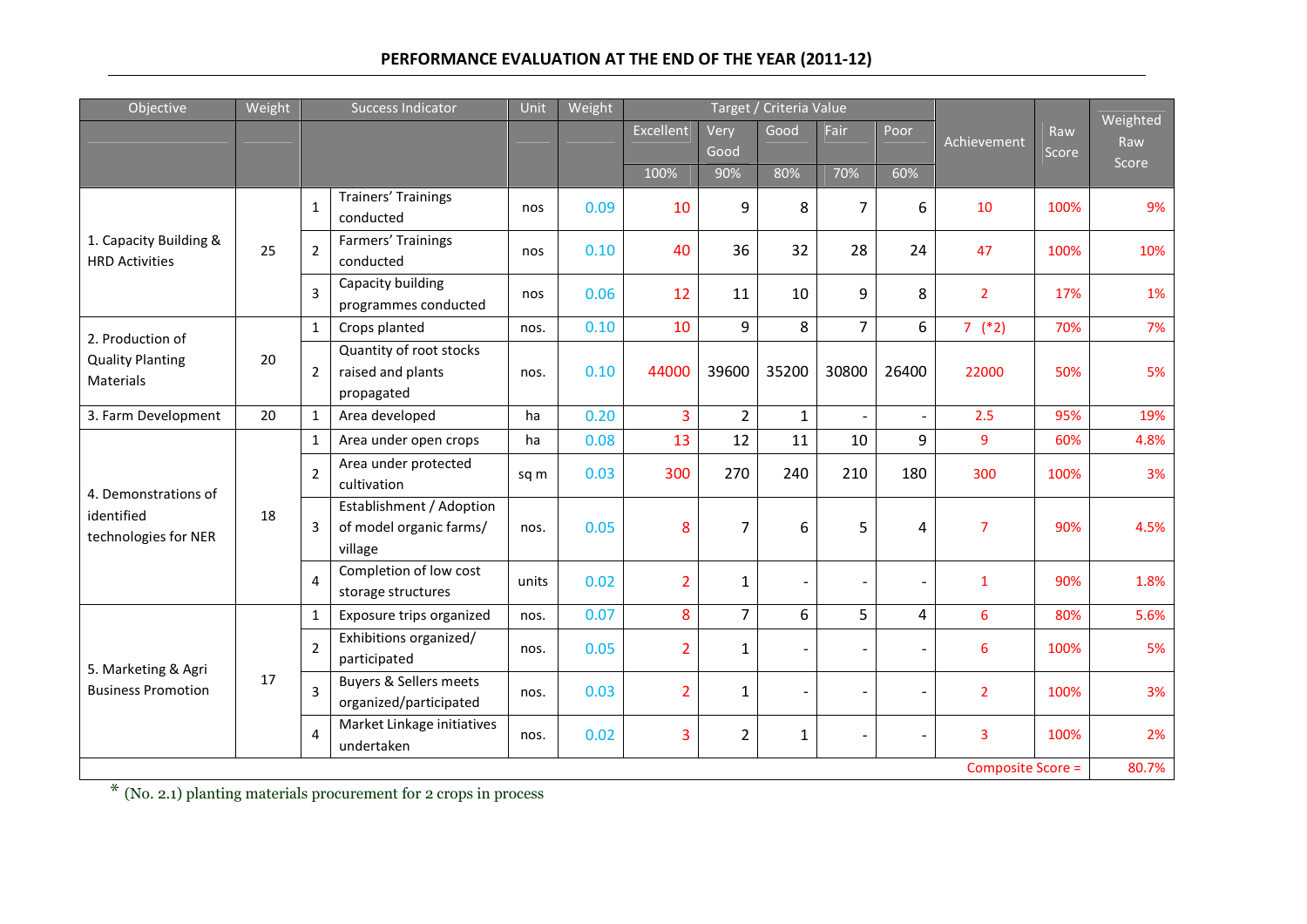## PERFORMANCE EVALUATION AT THE END OF THE YEAR (2011-12)

| Objective | Weight | Success Indicator | | Unit | Weight | Target / Criteria Value | | | | | Achievement | Raw Score | Weighted Raw Score |
|---|---|---|---|---|---|---|---|---|---|---|---|---|---|
| | | | | | | Excellent | Very Good | Good | Fair | Poor | | | |
| | | | | | | 100% | 90% | 80% | 70% | 60% | | | |
| 1. Capacity Building & HRD Activities | 25 | 1 | Trainers' Trainings conducted | nos | 0.09 | 10 | 9 | 8 | 7 | 6 | 10 | 100% | 9% |
| | | 2 | Farmers' Trainings conducted | nos | 0.10 | 40 | 36 | 32 | 28 | 24 | 47 | 100% | 10% |
| | | 3 | Capacity building programmes conducted | nos | 0.06 | 12 | 11 | 10 | 9 | 8 | 2 | 17% | 1% |
| 2. Production of Quality Planting Materials | 20 | 1 | Crops planted | nos. | 0.10 | 10 | 9 | 8 | 7 | 6 | 7 (*2) | 70% | 7% |
| | | 2 | Quantity of root stocks raised and plants propagated | nos. | 0.10 | 44000 | 39600 | 35200 | 30800 | 26400 | 22000 | 50% | 5% |
| 3. Farm Development | 20 | 1 | Area developed | ha | 0.20 | 3 | 2 | 1 | - | - | 2.5 | 95% | 19% |
| 4. Demonstrations of identified technologies for NER | 18 | 1 | Area under open crops | ha | 0.08 | 13 | 12 | 11 | 10 | 9 | 9 | 60% | 4.8% |
| | | 2 | Area under protected cultivation | sq m | 0.03 | 300 | 270 | 240 | 210 | 180 | 300 | 100% | 3% |
| | | 3 | Establishment / Adoption of model organic farms/ village | nos. | 0.05 | 8 | 7 | 6 | 5 | 4 | 7 | 90% | 4.5% |
| | | 4 | Completion of low cost storage structures | units | 0.02 | 2 | 1 | - | - | - | 1 | 90% | 1.8% |
| 5. Marketing & Agri Business Promotion | 17 | 1 | Exposure trips organized | nos. | 0.07 | 8 | 7 | 6 | 5 | 4 | 6 | 80% | 5.6% |
| | | 2 | Exhibitions organized/ participated | nos. | 0.05 | 2 | 1 | - | - | - | 6 | 100% | 5% |
| | | 3 | Buyers & Sellers meets organized/participated | nos. | 0.03 | 2 | 1 | - | - | - | 2 | 100% | 3% |
| | | 4 | Market Linkage initiatives undertaken | nos. | 0.02 | 3 | 2 | 1 | - | - | 3 | 100% | 2% |
| | | | | | | | | | | | | Composite Score = | 80.7% |

* (No. 2.1) planting materials procurement for 2 crops in process